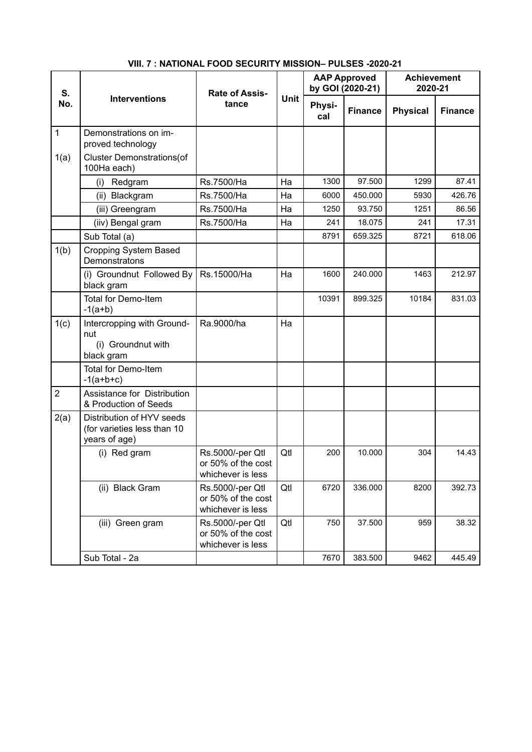### VIII. 7 : NATIONAL FOOD SECURITY MISSION– PULSES -2020-21

| S. No. | Interventions | Rate of Assistance | Unit | AAP Approved by GOI (2020-21) | | Achievement 2020-21 | |
|---|---|---|---|---|---|---|---|
| | | | | Physical | Finance | Physical | Finance |
| 1 | Demonstrations on improved technology | | | | | | |
| 1(a) | Cluster Demonstrations(of 100Ha each) | | | | | | |
| | (i) Redgram | Rs.7500/Ha | Ha | 1300 | 97.500 | 1299 | 87.41 |
| | (ii) Blackgram | Rs.7500/Ha | Ha | 6000 | 450.000 | 5930 | 426.76 |
| | (iii) Greengram | Rs.7500/Ha | Ha | 1250 | 93.750 | 1251 | 86.56 |
| | (iiv) Bengal gram | Rs.7500/Ha | Ha | 241 | 18.075 | 241 | 17.31 |
| | Sub Total (a) | | | 8791 | 659.325 | 8721 | 618.06 |
| 1(b) | Cropping System Based Demonstratons | | | | | | |
| | (i) Groundnut Followed By black gram | Rs.15000/Ha | Ha | 1600 | 240.000 | 1463 | 212.97 |
| | Total for Demo-Item -1(a+b) | | | 10391 | 899.325 | 10184 | 831.03 |
| 1(c) | Intercropping with Groundnut (i) Groundnut with black gram | Ra.9000/ha | Ha | | | | |
| | Total for Demo-Item -1(a+b+c) | | | | | | |
| 2 | Assistance for Distribution & Production of Seeds | | | | | | |
| 2(a) | Distribution of HYV seeds (for varieties less than 10 years of age) | | | | | | |
| | (i) Red gram | Rs.5000/-per Qtl or 50% of the cost whichever is less | Qtl | 200 | 10.000 | 304 | 14.43 |
| | (ii) Black Gram | Rs.5000/-per Qtl or 50% of the cost whichever is less | Qtl | 6720 | 336.000 | 8200 | 392.73 |
| | (iii) Green gram | Rs.5000/-per Qtl or 50% of the cost whichever is less | Qtl | 750 | 37.500 | 959 | 38.32 |
| | Sub Total - 2a | | | 7670 | 383.500 | 9462 | 445.49 |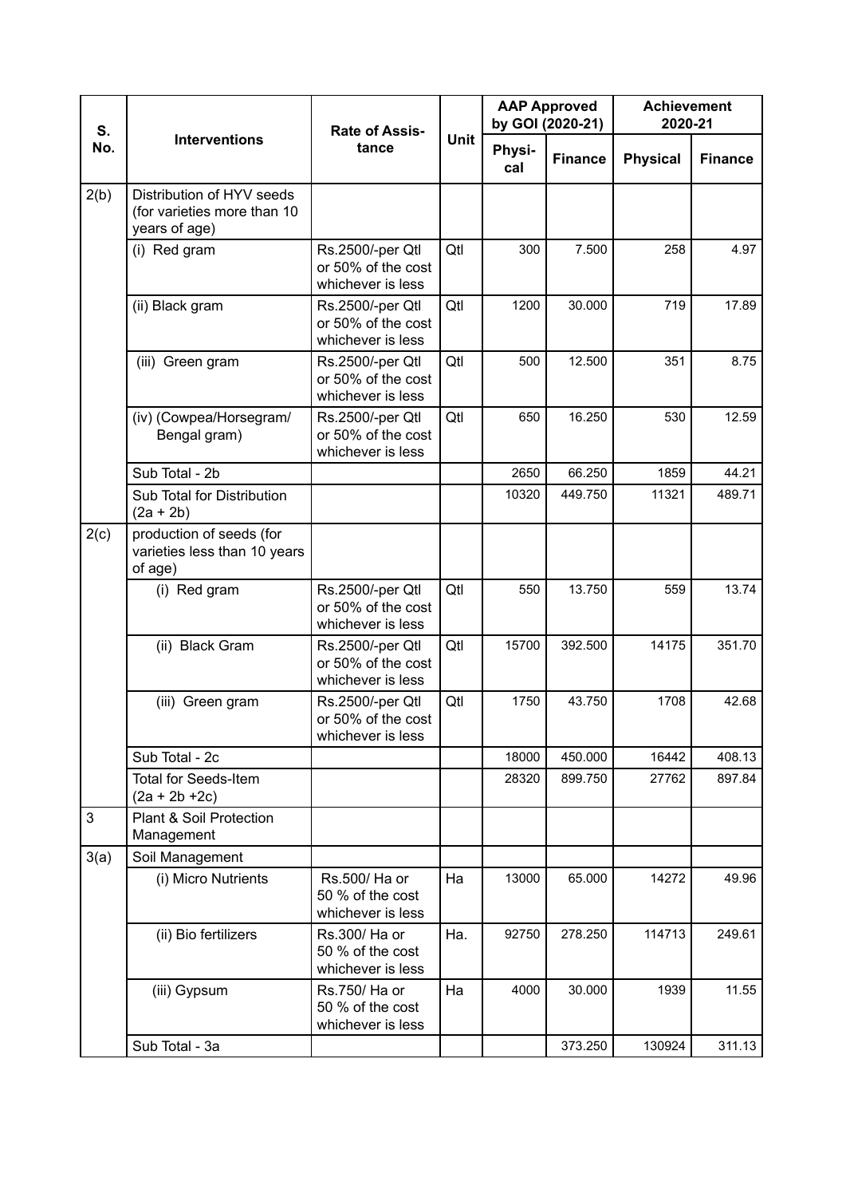| S. No. | Interventions | Rate of Assistance | Unit | AAP Approved by GOI (2020-21) | | Achievement 2020-21 | |
|---|---|---|---|---|---|---|---|
| | | | | Physical | Finance | Physical | Finance |
| 2(b) | Distribution of HYV seeds (for varieties more than 10 years of age) | | | | | | |
| | (i) Red gram | Rs.2500/-per Qtl or 50% of the cost whichever is less | Qtl | 300 | 7.500 | 258 | 4.97 |
| | (ii) Black gram | Rs.2500/-per Qtl or 50% of the cost whichever is less | Qtl | 1200 | 30.000 | 719 | 17.89 |
| | (iii) Green gram | Rs.2500/-per Qtl or 50% of the cost whichever is less | Qtl | 500 | 12.500 | 351 | 8.75 |
| | (iv) (Cowpea/Horsegram/ Bengal gram) | Rs.2500/-per Qtl or 50% of the cost whichever is less | Qtl | 650 | 16.250 | 530 | 12.59 |
| | Sub Total - 2b | | | 2650 | 66.250 | 1859 | 44.21 |
| | Sub Total for Distribution (2a + 2b) | | | 10320 | 449.750 | 11321 | 489.71 |
| 2(c) | production of seeds (for varieties less than 10 years of age) | | | | | | |
| | (i) Red gram | Rs.2500/-per Qtl or 50% of the cost whichever is less | Qtl | 550 | 13.750 | 559 | 13.74 |
| | (ii) Black Gram | Rs.2500/-per Qtl or 50% of the cost whichever is less | Qtl | 15700 | 392.500 | 14175 | 351.70 |
| | (iii) Green gram | Rs.2500/-per Qtl or 50% of the cost whichever is less | Qtl | 1750 | 43.750 | 1708 | 42.68 |
| | Sub Total - 2c | | | 18000 | 450.000 | 16442 | 408.13 |
| | Total for Seeds-Item (2a + 2b +2c) | | | 28320 | 899.750 | 27762 | 897.84 |
| 3 | Plant & Soil Protection Management | | | | | | |
| 3(a) | Soil Management | | | | | | |
| | (i) Micro Nutrients | Rs.500/ Ha or 50 % of the cost whichever is less | Ha | 13000 | 65.000 | 14272 | 49.96 |
| | (ii) Bio fertilizers | Rs.300/ Ha or 50 % of the cost whichever is less | Ha. | 92750 | 278.250 | 114713 | 249.61 |
| | (iii) Gypsum | Rs.750/ Ha or 50 % of the cost whichever is less | Ha | 4000 | 30.000 | 1939 | 11.55 |
| | Sub Total - 3a | | | | 373.250 | 130924 | 311.13 |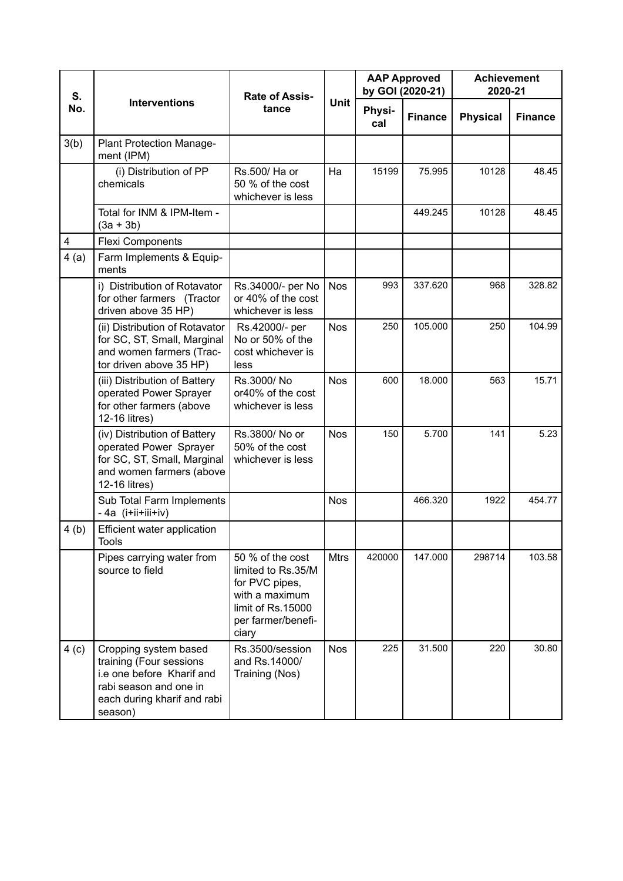| S. No. | Interventions | Rate of Assistance | Unit | AAP Approved by GOI (2020-21) | | Achievement 2020-21 | |
|---|---|---|---|---|---|---|---|
| | | | | Physical | Finance | Physical | Finance |
| 3(b) | Plant Protection Management (IPM) | | | | | | |
| | (i) Distribution of PP chemicals | Rs.500/ Ha or 50 % of the cost whichever is less | Ha | 15199 | 75.995 | 10128 | 48.45 |
| | Total for INM & IPM-Item - (3a + 3b) | | | | 449.245 | 10128 | 48.45 |
| 4 | Flexi Components | | | | | | |
| 4 (a) | Farm Implements & Equipments | | | | | | |
| | i) Distribution of Rotavator for other farmers (Tractor driven above 35 HP) | Rs.34000/- per No or 40% of the cost whichever is less | Nos | 993 | 337.620 | 968 | 328.82 |
| | (ii) Distribution of Rotavator for SC, ST, Small, Marginal and women farmers (Tractor driven above 35 HP) | Rs.42000/- per No or 50% of the cost whichever is less | Nos | 250 | 105.000 | 250 | 104.99 |
| | (iii) Distribution of Battery operated Power Sprayer for other farmers (above 12-16 litres) | Rs.3000/ No or40% of the cost whichever is less | Nos | 600 | 18.000 | 563 | 15.71 |
| | (iv) Distribution of Battery operated Power Sprayer for SC, ST, Small, Marginal and women farmers (above 12-16 litres) | Rs.3800/ No or 50% of the cost whichever is less | Nos | 150 | 5.700 | 141 | 5.23 |
| | Sub Total Farm Implements - 4a (i+ii+iii+iv) | | Nos | | 466.320 | 1922 | 454.77 |
| 4 (b) | Efficient water application Tools | | | | | | |
| | Pipes carrying water from source to field | 50 % of the cost limited to Rs.35/M for PVC pipes, with a maximum limit of Rs.15000 per farmer/beneficiary | Mtrs | 420000 | 147.000 | 298714 | 103.58 |
| 4 (c) | Cropping system based training (Four sessions i.e one before Kharif and rabi season and one in each during kharif and rabi season) | Rs.3500/session and Rs.14000/ Training (Nos) | Nos | 225 | 31.500 | 220 | 30.80 |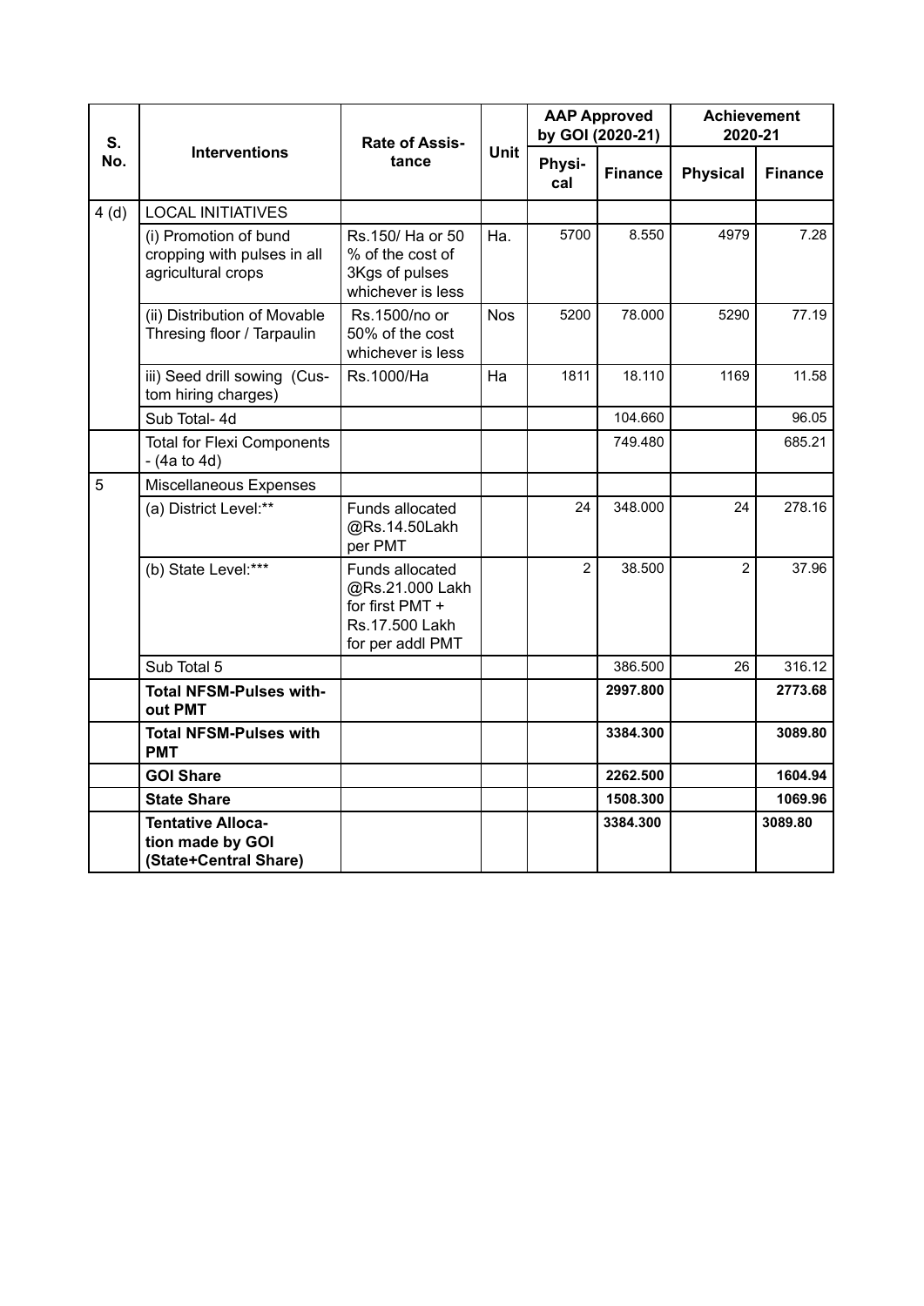| S. No. | Interventions | Rate of Assistance | Unit | AAP Approved by GOI (2020-21) | | Achievement 2020-21 | |
|---|---|---|---|---|---|---|---|
| | | | | Physical | Finance | Physical | Finance |
| 4 (d) | LOCAL INITIATIVES | | | | | | |
| | (i) Promotion of bund cropping with pulses in all agricultural crops | Rs.150/ Ha or 50 % of the cost of 3Kgs of pulses whichever is less | Ha. | 5700 | 8.550 | 4979 | 7.28 |
| | (ii) Distribution of Movable Thresing floor / Tarpaulin | Rs.1500/no or 50% of the cost whichever is less | Nos | 5200 | 78.000 | 5290 | 77.19 |
| | iii) Seed drill sowing (Custom hiring charges) | Rs.1000/Ha | Ha | 1811 | 18.110 | 1169 | 11.58 |
| | Sub Total- 4d | | | | 104.660 | | 96.05 |
| | Total for Flexi Components - (4a to 4d) | | | | 749.480 | | 685.21 |
| 5 | Miscellaneous Expenses | | | | | | |
| | (a) District Level:** | Funds allocated @Rs.14.50Lakh per PMT | | 24 | 348.000 | 24 | 278.16 |
| | (b) State Level:*** | Funds allocated @Rs.21.000 Lakh for first PMT + Rs.17.500 Lakh for per addl PMT | | 2 | 38.500 | 2 | 37.96 |
| | Sub Total 5 | | | | 386.500 | 26 | 316.12 |
| | **Total NFSM-Pulses without PMT** | | | | **2997.800** | | **2773.68** |
| | **Total NFSM-Pulses with PMT** | | | | **3384.300** | | **3089.80** |
| | **GOI Share** | | | | **2262.500** | | **1604.94** |
| | **State Share** | | | | **1508.300** | | **1069.96** |
| | **Tentative Allocation made by GOI (State+Central Share)** | | | | **3384.300** | | **3089.80** |